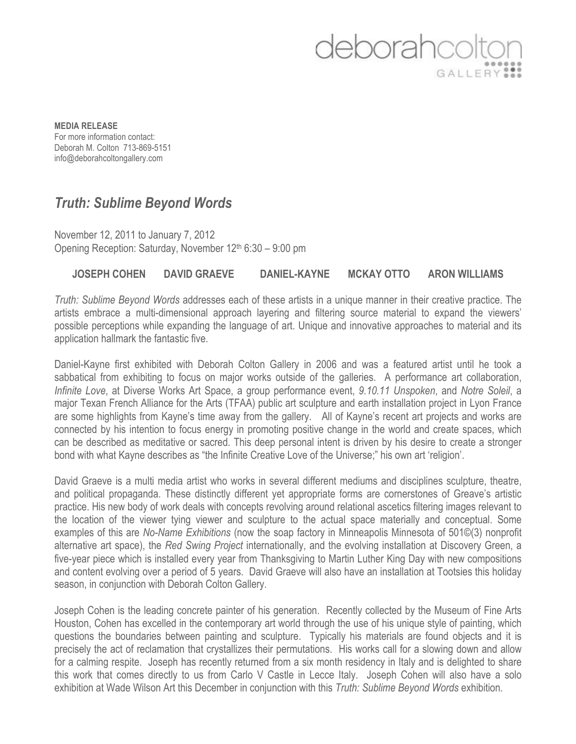deborahcolton GALLERY

**MEDIA RELEASE**
For more information contact:
Deborah M. Colton 713-869-5151
info@deborahcoltongallery.com

## *Truth: Sublime Beyond Words*

November 12, 2011 to January 7, 2012
Opening Reception: Saturday, November 12th 6:30 – 9:00 pm

**JOSEPH COHEN DAVID GRAEVE DANIEL-KAYNE MCKAY OTTO ARON WILLIAMS**

*Truth: Sublime Beyond Words* addresses each of these artists in a unique manner in their creative practice. The artists embrace a multi-dimensional approach layering and filtering source material to expand the viewers' possible perceptions while expanding the language of art. Unique and innovative approaches to material and its application hallmark the fantastic five.

Daniel-Kayne first exhibited with Deborah Colton Gallery in 2006 and was a featured artist until he took a sabbatical from exhibiting to focus on major works outside of the galleries. A performance art collaboration, *Infinite Love*, at Diverse Works Art Space, a group performance event, *9.10.11 Unspoken*, and *Notre Soleil*, a major Texan French Alliance for the Arts (TFAA) public art sculpture and earth installation project in Lyon France are some highlights from Kayne's time away from the gallery. All of Kayne's recent art projects and works are connected by his intention to focus energy in promoting positive change in the world and create spaces, which can be described as meditative or sacred. This deep personal intent is driven by his desire to create a stronger bond with what Kayne describes as "the Infinite Creative Love of the Universe;" his own art 'religion'.

David Graeve is a multi media artist who works in several different mediums and disciplines sculpture, theatre, and political propaganda. These distinctly different yet appropriate forms are cornerstones of Greave's artistic practice. His new body of work deals with concepts revolving around relational ascetics filtering images relevant to the location of the viewer tying viewer and sculpture to the actual space materially and conceptual. Some examples of this are *No-Name Exhibitions* (now the soap factory in Minneapolis Minnesota of 501©(3) nonprofit alternative art space), the *Red Swing Project* internationally, and the evolving installation at Discovery Green, a five-year piece which is installed every year from Thanksgiving to Martin Luther King Day with new compositions and content evolving over a period of 5 years. David Graeve will also have an installation at Tootsies this holiday season, in conjunction with Deborah Colton Gallery.

Joseph Cohen is the leading concrete painter of his generation. Recently collected by the Museum of Fine Arts Houston, Cohen has excelled in the contemporary art world through the use of his unique style of painting, which questions the boundaries between painting and sculpture. Typically his materials are found objects and it is precisely the act of reclamation that crystallizes their permutations. His works call for a slowing down and allow for a calming respite. Joseph has recently returned from a six month residency in Italy and is delighted to share this work that comes directly to us from Carlo V Castle in Lecce Italy. Joseph Cohen will also have a solo exhibition at Wade Wilson Art this December in conjunction with this *Truth: Sublime Beyond Words* exhibition.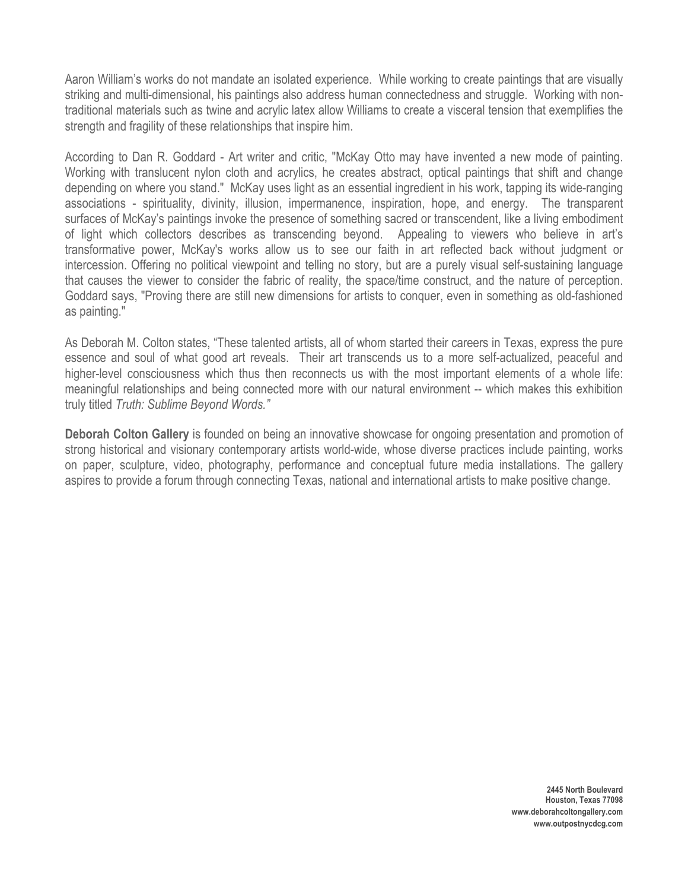Aaron William's works do not mandate an isolated experience. While working to create paintings that are visually striking and multi-dimensional, his paintings also address human connectedness and struggle. Working with non-traditional materials such as twine and acrylic latex allow Williams to create a visceral tension that exemplifies the strength and fragility of these relationships that inspire him.

According to Dan R. Goddard - Art writer and critic, "McKay Otto may have invented a new mode of painting. Working with translucent nylon cloth and acrylics, he creates abstract, optical paintings that shift and change depending on where you stand." McKay uses light as an essential ingredient in his work, tapping its wide-ranging associations - spirituality, divinity, illusion, impermanence, inspiration, hope, and energy. The transparent surfaces of McKay's paintings invoke the presence of something sacred or transcendent, like a living embodiment of light which collectors describes as transcending beyond. Appealing to viewers who believe in art's transformative power, McKay's works allow us to see our faith in art reflected back without judgment or intercession. Offering no political viewpoint and telling no story, but are a purely visual self-sustaining language that causes the viewer to consider the fabric of reality, the space/time construct, and the nature of perception. Goddard says, "Proving there are still new dimensions for artists to conquer, even in something as old-fashioned as painting."

As Deborah M. Colton states, "These talented artists, all of whom started their careers in Texas, express the pure essence and soul of what good art reveals. Their art transcends us to a more self-actualized, peaceful and higher-level consciousness which thus then reconnects us with the most important elements of a whole life: meaningful relationships and being connected more with our natural environment -- which makes this exhibition truly titled *Truth: Sublime Beyond Words."*

**Deborah Colton Gallery** is founded on being an innovative showcase for ongoing presentation and promotion of strong historical and visionary contemporary artists world-wide, whose diverse practices include painting, works on paper, sculpture, video, photography, performance and conceptual future media installations. The gallery aspires to provide a forum through connecting Texas, national and international artists to make positive change.

**2445 North Boulevard**
**Houston, Texas 77098**
**www.deborahcoltongallery.com**
**www.outpostnycdcg.com**